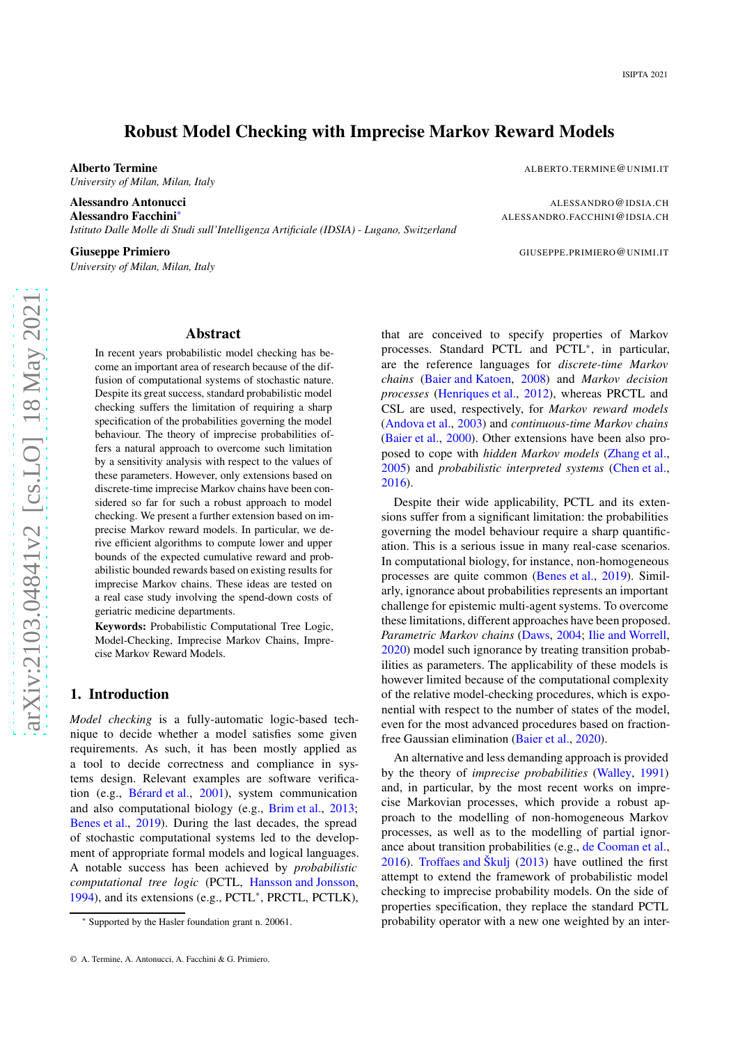# Robust Model Checking with Imprecise Markov Reward Models

**Alberto Termine** ALBERTO.TERMINE@UNIMI.IT
*University of Milan, Milan, Italy*

**Alessandro Antonucci** ALESSANDRO@IDSIA.CH
**Alessandro Facchini*** ALESSANDRO.FACCHINI@IDSIA.CH
*Istituto Dalle Molle di Studi sull'Intelligenza Artificiale (IDSIA) - Lugano, Switzerland*

**Giuseppe Primiero** GIUSEPPE.PRIMIERO@UNIMI.IT
*University of Milan, Milan, Italy*

## Abstract

In recent years probabilistic model checking has become an important area of research because of the diffusion of computational systems of stochastic nature. Despite its great success, standard probabilistic model checking suffers the limitation of requiring a sharp specification of the probabilities governing the model behaviour. The theory of imprecise probabilities offers a natural approach to overcome such limitation by a sensitivity analysis with respect to the values of these parameters. However, only extensions based on discrete-time imprecise Markov chains have been considered so far for such a robust approach to model checking. We present a further extension based on imprecise Markov reward models. In particular, we derive efficient algorithms to compute lower and upper bounds of the expected cumulative reward and probabilistic bounded rewards based on existing results for imprecise Markov chains. These ideas are tested on a real case study involving the spend-down costs of geriatric medicine departments.

**Keywords:** Probabilistic Computational Tree Logic, Model-Checking, Imprecise Markov Chains, Imprecise Markov Reward Models.

## 1. Introduction

*Model checking* is a fully-automatic logic-based technique to decide whether a model satisfies some given requirements. As such, it has been mostly applied as a tool to decide correctness and compliance in systems design. Relevant examples are software verification (e.g., Bérard et al., 2001), system communication and also computational biology (e.g., Brim et al., 2013; Benes et al., 2019). During the last decades, the spread of stochastic computational systems led to the development of appropriate formal models and logical languages. A notable success has been achieved by *probabilistic computational tree logic* (PCTL, Hansson and Jonsson, 1994), and its extensions (e.g., PCTL*, PRCTL, PCTLK), that are conceived to specify properties of Markov processes. Standard PCTL and PCTL*, in particular, are the reference languages for *discrete-time Markov chains* (Baier and Katoen, 2008) and *Markov decision processes* (Henriques et al., 2012), whereas PRCTL and CSL are used, respectively, for *Markov reward models* (Andova et al., 2003) and *continuous-time Markov chains* (Baier et al., 2000). Other extensions have been also proposed to cope with *hidden Markov models* (Zhang et al., 2005) and *probabilistic interpreted systems* (Chen et al., 2016).

Despite their wide applicability, PCTL and its extensions suffer from a significant limitation: the probabilities governing the model behaviour require a sharp quantification. This is a serious issue in many real-case scenarios. In computational biology, for instance, non-homogeneous processes are quite common (Benes et al., 2019). Similarly, ignorance about probabilities represents an important challenge for epistemic multi-agent systems. To overcome these limitations, different approaches have been proposed. *Parametric Markov chains* (Daws, 2004; Ilie and Worrell, 2020) model such ignorance by treating transition probabilities as parameters. The applicability of these models is however limited because of the computational complexity of the relative model-checking procedures, which is exponential with respect to the number of states of the model, even for the most advanced procedures based on fraction-free Gaussian elimination (Baier et al., 2020).

An alternative and less demanding approach is provided by the theory of *imprecise probabilities* (Walley, 1991) and, in particular, by the most recent works on imprecise Markovian processes, which provide a robust approach to the modelling of non-homogeneous Markov processes, as well as to the modelling of partial ignorance about transition probabilities (e.g., de Cooman et al., 2016). Troffaes and Škulj (2013) have outlined the first attempt to extend the framework of probabilistic model checking to imprecise probability models. On the side of properties specification, they replace the standard PCTL probability operator with a new one weighted by an inter-

---

[*] Supported by the Hasler foundation grant n. 20061.

© A. Termine, A. Antonucci, A. Facchini & G. Primiero.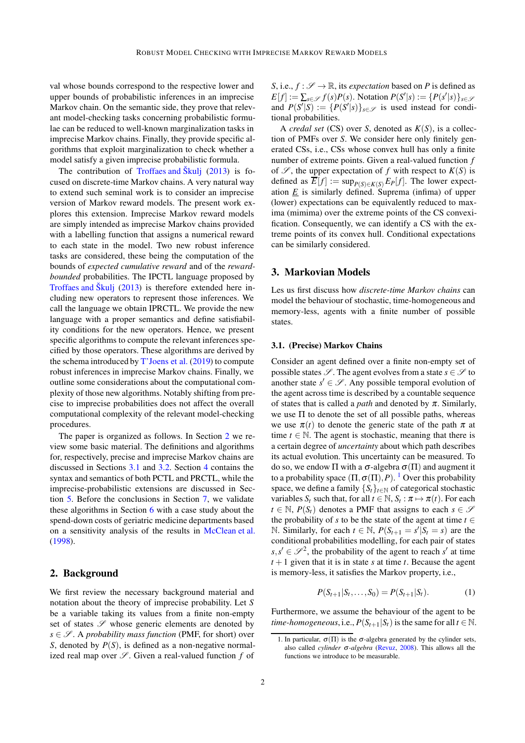val whose bounds correspond to the respective lower and upper bounds of probabilistic inferences in an imprecise Markov chain. On the semantic side, they prove that relevant model-checking tasks concerning probabilistic formulae can be reduced to well-known marginalization tasks in imprecise Markov chains. Finally, they provide specific algorithms that exploit marginalization to check whether a model satisfy a given imprecise probabilistic formula.

The contribution of Troffaes and Škulj (2013) is focused on discrete-time Markov chains. A very natural way to extend such seminal work is to consider an imprecise version of Markov reward models. The present work explores this extension. Imprecise Markov reward models are simply intended as imprecise Markov chains provided with a labelling function that assigns a numerical reward to each state in the model. Two new robust inference tasks are considered, these being the computation of the bounds of *expected cumulative reward* and of the *reward-bounded* probabilities. The IPCTL language proposed by Troffaes and Škulj (2013) is therefore extended here including new operators to represent those inferences. We call the language we obtain IPRCTL. We provide the new language with a proper semantics and define satisfiability conditions for the new operators. Hence, we present specific algorithms to compute the relevant inferences specified by those operators. These algorithms are derived by the schema introduced by T'Joens et al. (2019) to compute robust inferences in imprecise Markov chains. Finally, we outline some considerations about the computational complexity of those new algorithms. Notably shifting from precise to imprecise probabilities does not affect the overall computational complexity of the relevant model-checking procedures.

The paper is organized as follows. In Section 2 we review some basic material. The definitions and algorithms for, respectively, precise and imprecise Markov chains are discussed in Sections 3.1 and 3.2. Section 4 contains the syntax and semantics of both PCTL and PRCTL, while the imprecise-probabilistic extensions are discussed in Section 5. Before the conclusions in Section 7, we validate these algorithms in Section 6 with a case study about the spend-down costs of geriatric medicine departments based on a sensitivity analysis of the results in McClean et al. (1998).

## 2. Background

We first review the necessary background material and notation about the theory of imprecise probability. Let $S$ be a variable taking its values from a finite non-empty set of states $\mathscr{S}$ whose generic elements are denoted by $s \in \mathscr{S}$. A *probability mass function* (PMF, for short) over $S$, denoted by $P(S)$, is defined as a non-negative normalized real map over $\mathscr{S}$. Given a real-valued function $f$ of $S$, i.e., $f : \mathscr{S} \to \mathbb{R}$, its *expectation* based on $P$ is defined as $E[f] := \sum_{s\in\mathscr{S}} f(s)P(s)$. Notation $P(S'|s) := \{P(s'|s)\}_{s\in\mathscr{S}}$ and $P(S'|S) := \{P(S'|s)\}_{s\in\mathscr{S}}$ is used instead for conditional probabilities.

A *credal set* (CS) over $S$, denoted as $K(S)$, is a collection of PMFs over $S$. We consider here only finitely generated CSs, i.e., CSs whose convex hull has only a finite number of extreme points. Given a real-valued function $f$ of $\mathscr{S}$, the upper expectation of $f$ with respect to $K(S)$ is defined as $\overline{E}[f] := \sup_{P(S)\in K(S)} E_P[f]$. The lower expectation $\underline{E}$ is similarly defined. Suprema (infima) of upper (lower) expectations can be equivalently reduced to maxima (mimima) over the extreme points of the CS convexification. Consequently, we can identify a CS with the extreme points of its convex hull. Conditional expectations can be similarly considered.

## 3. Markovian Models

Les us first discuss how *discrete-time Markov chains* can model the behaviour of stochastic, time-homogeneous and memory-less, agents with a finite number of possible states.

### 3.1. (Precise) Markov Chains

Consider an agent defined over a finite non-empty set of possible states $\mathscr{S}$. The agent evolves from a state $s \in \mathscr{S}$ to another state $s' \in \mathscr{S}$. Any possible temporal evolution of the agent across time is described by a countable sequence of states that is called a *path* and denoted by $\pi$. Similarly, we use $\Pi$ to denote the set of all possible paths, whereas we use $\pi(t)$ to denote the generic state of the path $\pi$ at time $t \in \mathbb{N}$. The agent is stochastic, meaning that there is a certain degree of *uncertainty* about which path describes its actual evolution. This uncertainty can be measured. To do so, we endow $\Pi$ with a $\sigma$-algebra $\sigma(\Pi)$ and augment it to a probability space $(\Pi, \sigma(\Pi), P)$. [1] Over this probability space, we define a family $\{S_t\}_{t\in\mathbb{N}}$ of categorical stochastic variables $S_t$ such that, for all $t \in \mathbb{N}$, $S_t : \pi \mapsto \pi(t)$. For each $t \in \mathbb{N}$, $P(S_t)$ denotes a PMF that assigns to each $s \in \mathscr{S}$ the probability of $s$ to be the state of the agent at time $t \in \mathbb{N}$. Similarly, for each $t \in \mathbb{N}$, $P(S_{t+1} = s'|S_t = s)$ are the conditional probabilities modelling, for each pair of states $s, s' \in \mathscr{S}^2$, the probability of the agent to reach $s'$ at time $t+1$ given that it is in state $s$ at time $t$. Because the agent is memory-less, it satisfies the Markov property, i.e.,

$$P(S_{t+1}|S_t, \ldots, S_0) = P(S_{t+1}|S_t). \tag{1}$$

Furthermore, we assume the behaviour of the agent to be *time-homogeneous*, i.e., $P(S_{t+1}|S_t)$ is the same for all $t \in \mathbb{N}$.

1. In particular, $\sigma(\Pi)$ is the $\sigma$-algebra generated by the cylinder sets, also called *cylinder $\sigma$-algebra* (Revuz, 2008). This allows all the functions we introduce to be measurable.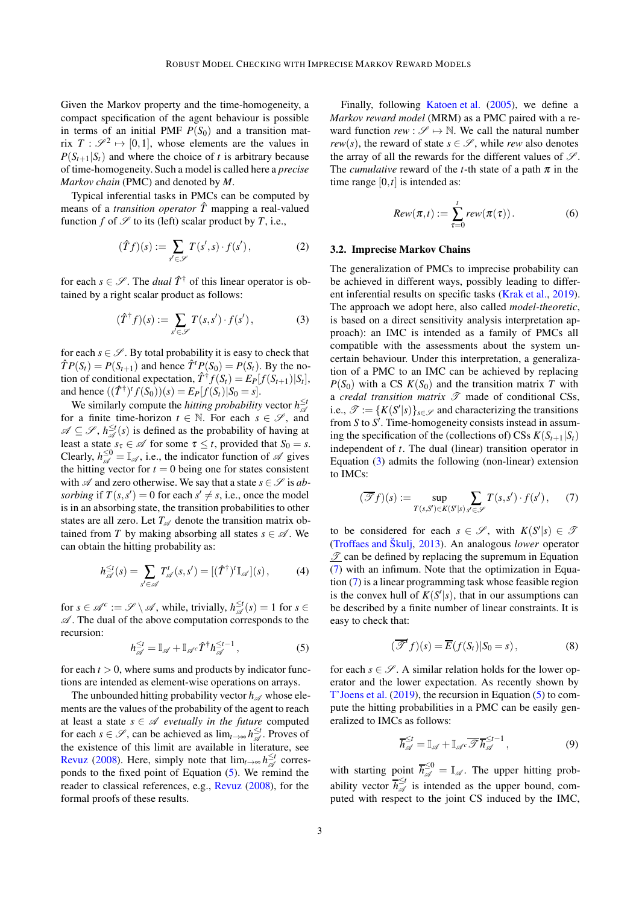Given the Markov property and the time-homogeneity, a compact specification of the agent behaviour is possible in terms of an initial PMF $P(S_0)$ and a transition matrix $T : \mathscr{S}^2 \mapsto [0,1]$, whose elements are the values in $P(S_{t+1}|S_t)$ and where the choice of $t$ is arbitrary because of time-homogeneity. Such a model is called here a *precise Markov chain* (PMC) and denoted by $M$.

Typical inferential tasks in PMCs can be computed by means of a *transition operator* $\hat{T}$ mapping a real-valued function $f$ of $\mathscr{S}$ to its (left) scalar product by $T$, i.e.,

$$(\hat{T}f)(s) := \sum_{s' \in \mathscr{S}} T(s',s) \cdot f(s'), \tag{2}$$

for each $s \in \mathscr{S}$. The *dual* $\hat{T}^\dagger$ of this linear operator is obtained by a right scalar product as follows:

$$(\hat{T}^\dagger f)(s) := \sum_{s' \in \mathscr{S}} T(s,s') \cdot f(s'), \tag{3}$$

for each $s \in \mathscr{S}$. By total probability it is easy to check that $\hat{T}P(S_t) = P(S_{t+1})$ and hence $\hat{T}^t P(S_0) = P(S_t)$. By the notion of conditional expectation, $\hat{T}^\dagger f(S_t) = E_P[f(S_{t+1})|S_t]$, and hence $((\hat{T}^\dagger)^t f(S_0))(s) = E_P[f(S_t)|S_0 = s]$.

We similarly compute the *hitting probability* vector $h_{\mathscr{A}}^{\leq t}$ for a finite time-horizon $t \in \mathbb{N}$. For each $s \in \mathscr{S}$, and $\mathscr{A} \subseteq \mathscr{S}$, $h_{\mathscr{A}}^{\leq t}(s)$ is defined as the probability of having at least a state $s_\tau \in \mathscr{A}$ for some $\tau \leq t$, provided that $S_0 = s$. Clearly, $h_{\mathscr{A}}^{\leq 0} = \mathbb{I}_{\mathscr{A}}$, i.e., the indicator function of $\mathscr{A}$ gives the hitting vector for $t = 0$ being one for states consistent with $\mathscr{A}$ and zero otherwise. We say that a state $s \in \mathscr{S}$ is *absorbing* if $T(s,s') = 0$ for each $s' \neq s$, i.e., once the model is in an absorbing state, the transition probabilities to other states are all zero. Let $T_{\mathscr{A}}$ denote the transition matrix obtained from $T$ by making absorbing all states $s \in \mathscr{A}$. We can obtain the hitting probability as:

$$h_{\mathscr{A}}^{\leq t}(s) = \sum_{s' \in \mathscr{A}} T_{\mathscr{A}}^t(s,s') = [(\hat{T}^\dagger)^t \mathbb{I}_{\mathscr{A}}](s), \tag{4}$$

for $s \in \mathscr{A}^c := \mathscr{S} \setminus \mathscr{A}$, while, trivially, $h_{\mathscr{A}}^{\leq t}(s) = 1$ for $s \in \mathscr{A}$. The dual of the above computation corresponds to the recursion:

$$h_{\mathscr{A}}^{\leq t} = \mathbb{I}_{\mathscr{A}} + \mathbb{I}_{\mathscr{A}^c} \hat{T}^\dagger h_{\mathscr{A}}^{\leq t-1}, \tag{5}$$

for each $t > 0$, where sums and products by indicator functions are intended as element-wise operations on arrays.

The unbounded hitting probability vector $h_{\mathscr{A}}$ whose elements are the values of the probability of the agent to reach at least a state $s \in \mathscr{A}$ *evetually in the future* computed for each $s \in \mathscr{S}$, can be achieved as $\lim_{t \to \infty} h_{\mathscr{A}}^{\leq t}$. Proves of the existence of this limit are available in literature, see Revuz (2008). Here, simply note that $\lim_{t \to \infty} h_{\mathscr{A}}^{\leq t}$ corresponds to the fixed point of Equation (5). We remind the reader to classical references, e.g., Revuz (2008), for the formal proofs of these results.

Finally, following Katoen et al. (2005), we define a *Markov reward model* (MRM) as a PMC paired with a reward function $rew : \mathscr{S} \mapsto \mathbb{N}$. We call the natural number $rew(s)$, the reward of state $s \in \mathscr{S}$, while $rew$ also denotes the array of all the rewards for the different values of $\mathscr{S}$. The *cumulative* reward of the $t$-th state of a path $\pi$ in the time range $[0,t]$ is intended as:

$$Rew(\pi,t) := \sum_{\tau=0}^{t} rew(\pi(\tau)). \tag{6}$$

### 3.2. Imprecise Markov Chains

The generalization of PMCs to imprecise probability can be achieved in different ways, possibly leading to different inferential results on specific tasks (Krak et al., 2019). The approach we adopt here, also called *model-theoretic*, is based on a direct sensitivity analysis interpretation approach): an IMC is intended as a family of PMCs all compatible with the assessments about the system uncertain behaviour. Under this interpretation, a generalization of a PMC to an IMC can be achieved by replacing $P(S_0)$ with a CS $K(S_0)$ and the transition matrix $T$ with a *credal transition matrix* $\mathscr{T}$ made of conditional CSs, i.e., $\mathscr{T} := \{K(S'|s)\}_{s \in \mathscr{S}}$ and characterizing the transitions from $S$ to $S'$. Time-homogeneity consists instead in assuming the specification of the (collections of) CSs $K(S_{t+1}|S_t)$ independent of $t$. The dual (linear) transition operator in Equation (3) admits the following (non-linear) extension to IMCs:

$$(\overline{\mathscr{T}} f)(s) := \sup_{T(s,S') \in K(S'|s)} \sum_{s' \in \mathscr{S}} T(s,s') \cdot f(s'), \tag{7}$$

to be considered for each $s \in \mathscr{S}$, with $K(S'|s) \in \mathscr{T}$ (Troffaes and Škulj, 2013). An analogous *lower* operator $\underline{\mathscr{T}}$ can be defined by replacing the supremum in Equation (7) with an infimum. Note that the optimization in Equation (7) is a linear programming task whose feasible region is the convex hull of $K(S'|s)$, that in our assumptions can be described by a finite number of linear constraints. It is easy to check that:

$$(\overline{\mathscr{T}}^t f)(s) = \overline{E}(f(S_t)|S_0 = s), \tag{8}$$

for each $s \in \mathscr{S}$. A similar relation holds for the lower operator and the lower expectation. As recently shown by T'Joens et al. (2019), the recursion in Equation (5) to compute the hitting probabilities in a PMC can be easily generalized to IMCs as follows:

$$\overline{h}_{\mathscr{A}}^{\leq t} = \mathbb{I}_{\mathscr{A}} + \mathbb{I}_{\mathscr{A}^c} \overline{\mathscr{T}}\, \overline{h}_{\mathscr{A}}^{\leq t-1}, \tag{9}$$

with starting point $\overline{h}_{\mathscr{A}}^{\leq 0} = \mathbb{I}_{\mathscr{A}}$. The upper hitting probability vector $\overline{h}_{\mathscr{A}}^{\leq t}$ is intended as the upper bound, computed with respect to the joint CS induced by the IMC,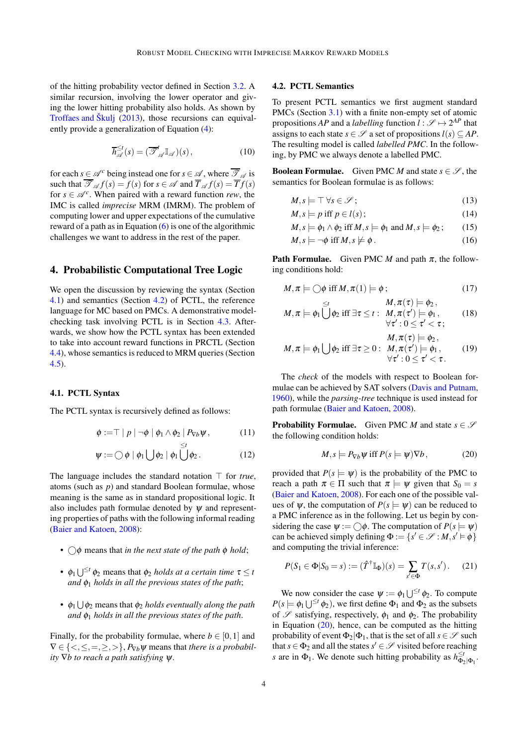of the hitting probability vector defined in Section 3.2. A similar recursion, involving the lower operator and giving the lower hitting probability also holds. As shown by Troffaes and Škulj (2013), those recursions can equivalently provide a generalization of Equation (4):

$$\overline{h}^{\leq t}_{\mathscr{A}}(s) = (\overline{\mathscr{T}}_{\mathscr{A}} \mathbb{I}_{\mathscr{A}})(s)\,, \tag{10}$$

for each $s \in \mathscr{A}^c$ being instead one for $s \in \mathscr{A}$, where $\overline{\mathscr{T}}_{\mathscr{A}}$ is such that $\overline{\mathscr{T}}_{\mathscr{A}} f(s) = f(s)$ for $s \in \mathscr{A}$ and $\overline{T}_{\mathscr{A}} f(s) = \overline{T} f(s)$ for $s \in \mathscr{A}^c$. When paired with a reward function *rew*, the IMC is called *imprecise* MRM (IMRM). The problem of computing lower and upper expectations of the cumulative reward of a path as in Equation (6) is one of the algorithmic challenges we want to address in the rest of the paper.

## 4. Probabilistic Computational Tree Logic

We open the discussion by reviewing the syntax (Section 4.1) and semantics (Section 4.2) of PCTL, the reference language for MC based on PMCs. A demonstrative model-checking task involving PCTL is in Section 4.3. Afterwards, we show how the PCTL syntax has been extended to take into account reward functions in PRCTL (Section 4.4), whose semantics is reduced to MRM queries (Section 4.5).

### 4.1. PCTL Syntax

The PCTL syntax is recursively defined as follows:

$$\phi := \top \mid p \mid \neg\phi \mid \phi_1 \wedge \phi_2 \mid P_{\nabla b}\psi\,, \tag{11}$$

$$\psi := \bigcirc\,\phi \mid \phi_1 \bigcup \phi_2 \mid \phi_1 \bigcup^{\leq t} \phi_2\,. \tag{12}$$

The language includes the standard notation $\top$ for *true*, atoms (such as $p$) and standard Boolean formulae, whose meaning is the same as in standard propositional logic. It also includes path formulae denoted by $\psi$ and representing properties of paths with the following informal reading (Baier and Katoen, 2008):

- $\bigcirc\phi$ means that *in the next state of the path $\phi$ hold*;
- $\phi_1 \bigcup^{\leq t} \phi_2$ means that *$\phi_2$ holds at a certain time $\tau \leq t$ and $\phi_1$ holds in all the previous states of the path*;
- $\phi_1 \bigcup \phi_2$ means that *$\phi_2$ holds eventually along the path and $\phi_1$ holds in all the previous states of the path*.

Finally, for the probability formulae, where $b \in [0,1]$ and $\nabla \in \{<, \leq, =, \geq, >\}$, $P_{\nabla b}\psi$ means that *there is a probability $\nabla b$ to reach a path satisfying $\psi$*.

### 4.2. PCTL Semantics

To present PCTL semantics we first augment standard PMCs (Section 3.1) with a finite non-empty set of atomic propositions $AP$ and a *labelling* function $l : \mathscr{S} \mapsto 2^{AP}$ that assigns to each state $s \in \mathscr{S}$ a set of propositions $l(s) \subseteq AP$. The resulting model is called *labelled PMC*. In the following, by PMC we always denote a labelled PMC.

**Boolean Formulae.** Given PMC $M$ and state $s \in \mathscr{S}$, the semantics for Boolean formulae is as follows:

$$M, s \models \top\ \forall s \in \mathscr{S}\,; \tag{13}$$

$$M, s \models p \text{ iff } p \in l(s)\,; \tag{14}$$

$$M, s \models \phi_1 \wedge \phi_2 \text{ iff } M, s \models \phi_1 \text{ and } M, s \models \phi_2\,; \tag{15}$$

$$M, s \models \neg\phi \text{ iff } M, s \not\models \phi\,. \tag{16}$$

**Path Formulae.** Given PMC $M$ and path $\pi$, the following conditions hold:

$$M, \pi \models \bigcirc\phi \text{ iff } M, \pi(1) \models \phi\,; \tag{17}$$

$$M, \pi \models \phi_1 \bigcup^{\leq t} \phi_2 \text{ iff } \exists \tau \leq t : \begin{array}{l} M, \pi(\tau) \models \phi_2\,, \\ M, \pi(\tau') \models \phi_1\,, \\ \forall \tau' : 0 \leq \tau' < \tau\,; \end{array} \tag{18}$$

$$M, \pi \models \phi_1 \bigcup \phi_2 \text{ iff } \exists \tau \geq 0 : \begin{array}{l} M, \pi(\tau) \models \phi_2\,, \\ M, \pi(\tau') \models \phi_1\,, \\ \forall \tau' : 0 \leq \tau' < \tau\,. \end{array} \tag{19}$$

The *check* of the models with respect to Boolean formulae can be achieved by SAT solvers (Davis and Putnam, 1960), while the *parsing-tree* technique is used instead for path formulae (Baier and Katoen, 2008).

**Probability Formulae.** Given PMC $M$ and state $s \in \mathscr{S}$ the following condition holds:

$$M, s \models P_{\nabla b}\psi \text{ iff } P(s \models \psi)\nabla b\,, \tag{20}$$

provided that $P(s \models \psi)$ is the probability of the PMC to reach a path $\pi \in \Pi$ such that $\pi \models \psi$ given that $S_0 = s$ (Baier and Katoen, 2008). For each one of the possible values of $\psi$, the computation of $P(s \models \psi)$ can be reduced to a PMC inference as in the following. Let us begin by considering the case $\psi := \bigcirc\phi$. The computation of $P(s \models \psi)$ can be achieved simply defining $\Phi := \{s' \in \mathscr{S} : M, s' \models \phi\}$ and computing the trivial inference:

$$P(S_1 \in \Phi | S_0 = s) := (\hat{T}^{\dagger}\mathbb{I}_{\Phi})(s) = \sum_{s' \in \Phi} T(s, s')\,. \tag{21}$$

We now consider the case $\psi := \phi_1 \bigcup^{\leq t} \phi_2$. To compute $P(s \models \phi_1 \bigcup^{\leq t} \phi_2)$, we first define $\Phi_1$ and $\Phi_2$ as the subsets of $\mathscr{S}$ satisfying, respectively, $\phi_1$ and $\phi_2$. The probability in Equation (20), hence, can be computed as the hitting probability of event $\Phi_2|\Phi_1$, that is the set of all $s \in \mathscr{S}$ such that $s \in \Phi_2$ and all the states $s' \in \mathscr{S}$ visited before reaching $s$ are in $\Phi_1$. We denote such hitting probability as $h^{\leq t}_{\Phi_2|\Phi_1}$.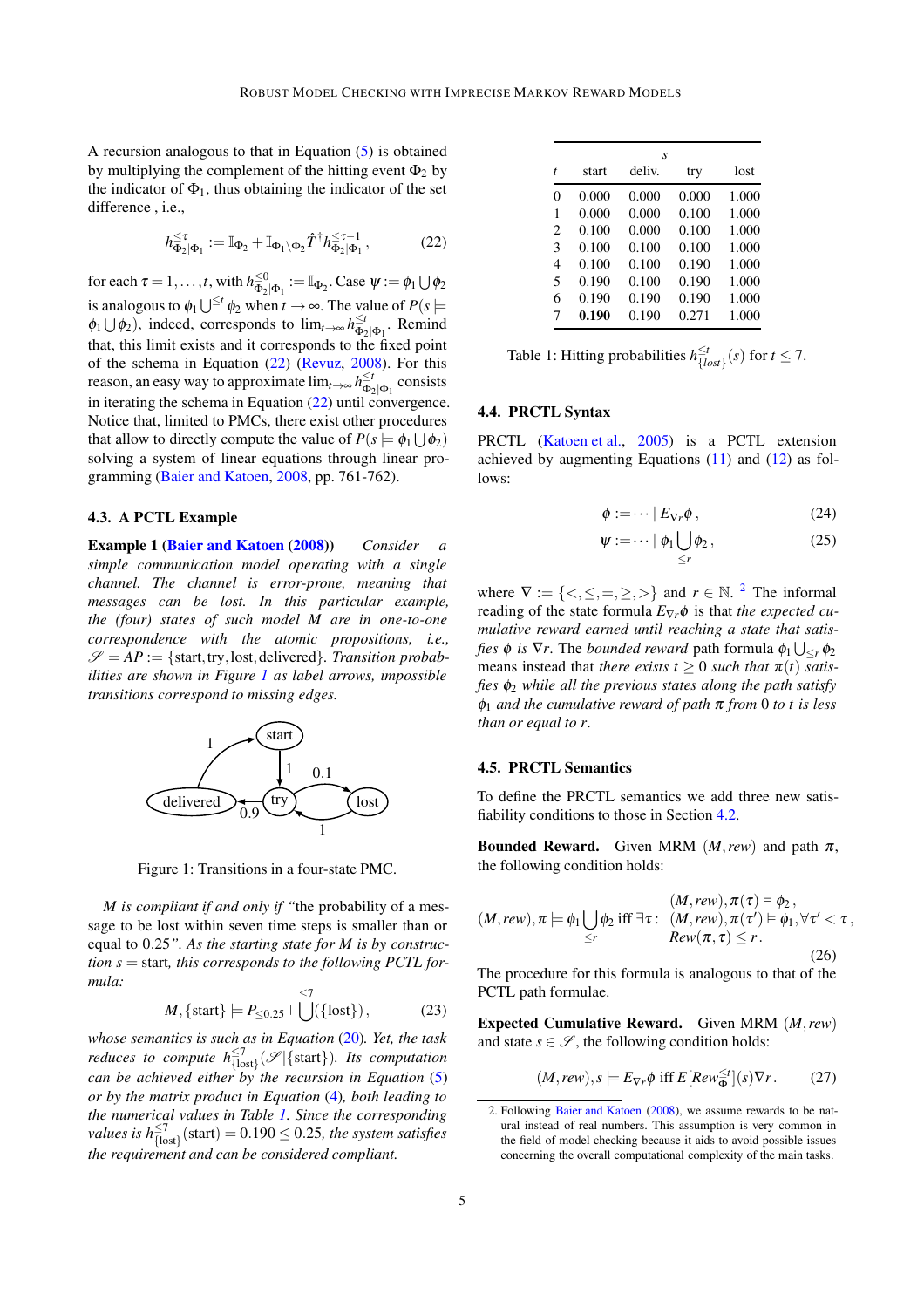A recursion analogous to that in Equation (5) is obtained by multiplying the complement of the hitting event $\Phi_2$ by the indicator of $\Phi_1$, thus obtaining the indicator of the set difference , i.e.,

$$h^{\leq \tau}_{\Phi_2|\Phi_1} := \mathbb{I}_{\Phi_2} + \mathbb{I}_{\Phi_1 \setminus \Phi_2} \hat{T}^{\dagger} h^{\leq \tau - 1}_{\Phi_2|\Phi_1}, \tag{22}$$

for each $\tau = 1, \ldots, t$, with $h^{\leq 0}_{\Phi_2|\Phi_1} := \mathbb{I}_{\Phi_2}$. Case $\psi := \phi_1 \bigcup \phi_2$ is analogous to $\phi_1 \bigcup^{\leq t} \phi_2$ when $t \to \infty$. The value of $P(s \models \phi_1 \bigcup \phi_2)$, indeed, corresponds to $\lim_{t \to \infty} h^{\leq t}_{\Phi_2|\Phi_1}$. Remind that, this limit exists and it corresponds to the fixed point of the schema in Equation (22) (Revuz, 2008). For this reason, an easy way to approximate $\lim_{t\to\infty} h^{\leq t}_{\Phi_2|\Phi_1}$ consists in iterating the schema in Equation (22) until convergence. Notice that, limited to PMCs, there exist other procedures that allow to directly compute the value of $P(s \models \phi_1 \bigcup \phi_2)$ solving a system of linear equations through linear programming (Baier and Katoen, 2008, pp. 761-762).

### 4.3. A PCTL Example

**Example 1 (Baier and Katoen (2008))** *Consider a simple communication model operating with a single channel. The channel is error-prone, meaning that messages can be lost. In this particular example, the (four) states of such model $M$ are in one-to-one correspondence with the atomic propositions, i.e., $\mathscr{S} = AP := \{$start, try, lost, delivered$\}$. Transition probabilities are shown in Figure 1 as label arrows, impossible transitions correspond to missing edges.*

Figure 1: Transitions in a four-state PMC.

*$M$ is compliant if and only if "the probability of a message to be lost within seven time steps is smaller than or equal to 0.25". As the starting state for $M$ is by construction $s =$ start, this corresponds to the following PCTL formula:*

$$M, \{\text{start}\} \models P_{\leq 0.25} \top \bigcup^{\leq 7} (\{\text{lost}\}), \tag{23}$$

*whose semantics is such as in Equation (20). Yet, the task reduces to compute $h^{\leq 7}_{\{\text{lost}\}}(\mathscr{S}|\{\text{start}\})$. Its computation can be achieved either by the recursion in Equation (5) or by the matrix product in Equation (4), both leading to the numerical values in Table 1. Since the corresponding values is $h^{\leq 7}_{\{\text{lost}\}}(\text{start}) = 0.190 \leq 0.25$, the system satisfies the requirement and can be considered compliant.*

| | $s$ | | | |
|---|---|---|---|---|
| $t$ | start | deliv. | try | lost |
| 0 | 0.000 | 0.000 | 0.000 | 1.000 |
| 1 | 0.000 | 0.000 | 0.100 | 1.000 |
| 2 | 0.100 | 0.000 | 0.100 | 1.000 |
| 3 | 0.100 | 0.100 | 0.100 | 1.000 |
| 4 | 0.100 | 0.100 | 0.190 | 1.000 |
| 5 | 0.190 | 0.100 | 0.190 | 1.000 |
| 6 | 0.190 | 0.190 | 0.190 | 1.000 |
| 7 | **0.190** | 0.190 | 0.271 | 1.000 |

Table 1: Hitting probabilities $h^{\leq t}_{\{lost\}}(s)$ for $t \leq 7$.

### 4.4. PRCTL Syntax

PRCTL (Katoen et al., 2005) is a PCTL extension achieved by augmenting Equations (11) and (12) as follows:

$$\phi := \cdots \mid E_{\nabla r} \phi\,, \tag{24}$$

$$\psi := \cdots \mid \phi_1 \bigcup_{\leq r} \phi_2\,, \tag{25}$$

where $\nabla := \{<, \leq, =, \geq, >\}$ and $r \in \mathbb{N}$. [2] The informal reading of the state formula $E_{\nabla r}\phi$ is that *the expected cumulative reward earned until reaching a state that satisfies $\phi$ is $\nabla r$*. The *bounded reward* path formula $\phi_1 \bigcup_{\leq r} \phi_2$ means instead that *there exists $t \geq 0$ such that $\pi(t)$ satisfies $\phi_2$ while all the previous states along the path satisfy $\phi_1$ and the cumulative reward of path $\pi$ from 0 to $t$ is less than or equal to $r$*.

### 4.5. PRCTL Semantics

To define the PRCTL semantics we add three new satisfiability conditions to those in Section 4.2.

**Bounded Reward.** Given MRM $(M, rew)$ and path $\pi$, the following condition holds:

$$(M, rew), \pi \models \phi_1 \bigcup_{\leq r} \phi_2 \text{ iff } \exists \tau: \begin{array}{l} (M, rew), \pi(\tau) \models \phi_2\,, \\ (M, rew), \pi(\tau') \models \phi_1, \forall \tau' < \tau\,, \\ Rew(\pi, \tau) \leq r\,. \end{array} \tag{26}$$

The procedure for this formula is analogous to that of the PCTL path formulae.

**Expected Cumulative Reward.** Given MRM $(M, rew)$ and state $s \in \mathscr{S}$, the following condition holds:

$$(M, rew), s \models E_{\nabla r}\phi \text{ iff } E[Rew^{\leq t}_{\Phi}](s) \nabla r\,. \tag{27}$$

2. Following Baier and Katoen (2008), we assume rewards to be natural instead of real numbers. This assumption is very common in the field of model checking because it aids to avoid possible issues concerning the overall computational complexity of the main tasks.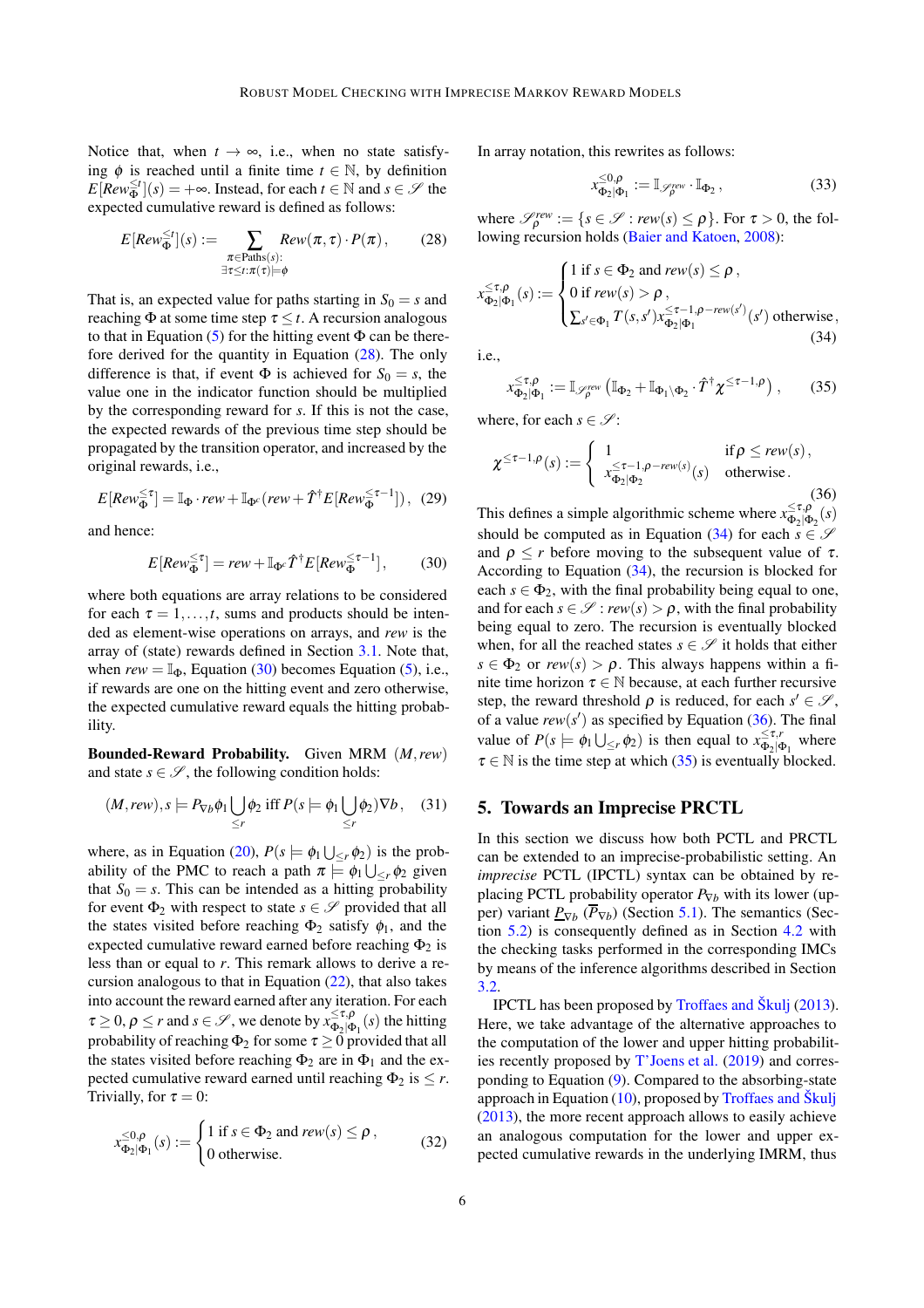Notice that, when $t \to \infty$, i.e., when no state satisfying $\phi$ is reached until a finite time $t \in \mathbb{N}$, by definition $E[Rew_{\Phi}^{\leq t}](s) = +\infty$. Instead, for each $t \in \mathbb{N}$ and $s \in \mathscr{S}$ the expected cumulative reward is defined as follows:

$$E[Rew_{\Phi}^{\leq t}](s) := \sum_{\substack{\pi \in \mathrm{Paths}(s): \\ \exists \tau \leq t: \pi(\tau) \models \phi}} Rew(\pi, \tau) \cdot P(\pi) \,, \tag{28}$$

That is, an expected value for paths starting in $S_0 = s$ and reaching $\Phi$ at some time step $\tau \leq t$. A recursion analogous to that in Equation (5) for the hitting event $\Phi$ can be therefore derived for the quantity in Equation (28). The only difference is that, if event $\Phi$ is achieved for $S_0 = s$, the value one in the indicator function should be multiplied by the corresponding reward for $s$. If this is not the case, the expected rewards of the previous time step should be propagated by the transition operator, and increased by the original rewards, i.e.,

$$E[Rew_{\Phi}^{\leq \tau}] = \mathbb{I}_{\Phi} \cdot rew + \mathbb{I}_{\Phi^c}(rew + \hat{T}^{\dagger} E[Rew_{\Phi}^{\leq \tau-1}]) \,, \tag{29}$$

and hence:

$$E[Rew_{\Phi}^{\leq \tau}] = rew + \mathbb{I}_{\Phi^c} \hat{T}^{\dagger} E[Rew_{\Phi}^{\leq \tau-1}] \,, \tag{30}$$

where both equations are array relations to be considered for each $\tau = 1, \ldots, t$, sums and products should be intended as element-wise operations on arrays, and $rew$ is the array of (state) rewards defined in Section 3.1. Note that, when $rew = \mathbb{I}_{\Phi}$, Equation (30) becomes Equation (5), i.e., if rewards are one on the hitting event and zero otherwise, the expected cumulative reward equals the hitting probability.

**Bounded-Reward Probability.** Given MRM $(M, rew)$ and state $s \in \mathscr{S}$, the following condition holds:

$$(M, rew), s \models P_{\nabla b} \phi_1 \bigcup_{\leq r} \phi_2 \text{ iff } P(s \models \phi_1 \bigcup_{\leq r} \phi_2) \nabla b \,, \tag{31}$$

where, as in Equation (20), $P(s \models \phi_1 \bigcup_{\leq r} \phi_2)$ is the probability of the PMC to reach a path $\pi \models \phi_1 \bigcup_{\leq r} \phi_2$ given that $S_0 = s$. This can be intended as a hitting probability for event $\Phi_2$ with respect to a state $s \in \mathscr{S}$ provided that all the states visited before reaching $\Phi_2$ satisfy $\phi_1$, and the expected cumulative reward earned before reaching $\Phi_2$ is less than or equal to $r$. This remark allows to derive a recursion analogous to that in Equation (22), that also takes into account the reward earned after any iteration. For each $\tau \geq 0$, $\rho \leq r$ and $s \in \mathscr{S}$, we denote by $x_{\Phi_2|\Phi_1}^{\leq \tau, \rho}(s)$ the hitting probability of reaching $\Phi_2$ for some $\tau \geq 0$ provided that all the states visited before reaching $\Phi_2$ are in $\Phi_1$ and the expected cumulative reward earned until reaching $\Phi_2$ is $\leq r$. Trivially, for $\tau = 0$:

$$x_{\Phi_2|\Phi_1}^{\leq 0, \rho}(s) := \begin{cases} 1 \text{ if } s \in \Phi_2 \text{ and } rew(s) \leq \rho \,, \\ 0 \text{ otherwise.} \end{cases} \tag{32}$$

In array notation, this rewrites as follows:

$$x_{\Phi_2|\Phi_1}^{\leq 0, \rho} := \mathbb{I}_{\mathscr{S}_{\rho}^{rew}} \cdot \mathbb{I}_{\Phi_2} \,, \tag{33}$$

where $\mathscr{S}_{\rho}^{rew} := \{s \in \mathscr{S} : rew(s) \leq \rho\}$. For $\tau > 0$, the following recursion holds (Baier and Katoen, 2008):

$$x_{\Phi_2|\Phi_1}^{\leq \tau, \rho}(s) := \begin{cases} 1 \text{ if } s \in \Phi_2 \text{ and } rew(s) \leq \rho \,, \\ 0 \text{ if } rew(s) > \rho \,, \\ \sum_{s' \in \Phi_1} T(s, s') x_{\Phi_2|\Phi_1}^{\leq \tau-1, \rho - rew(s')}(s') \text{ otherwise} \,, \end{cases} \tag{34}$$

i.e.,

$$x_{\Phi_2|\Phi_1}^{\leq \tau, \rho} := \mathbb{I}_{\mathscr{S}_{\rho}^{rew}} \left( \mathbb{I}_{\Phi_2} + \mathbb{I}_{\Phi_1 \setminus \Phi_2} \cdot \hat{T}^{\dagger} \chi^{\leq \tau-1, \rho} \right) \,, \tag{35}$$

where, for each $s \in \mathscr{S}$:

$$\chi^{\leq \tau-1, \rho}(s) := \begin{cases} 1 & \text{if } \rho \leq rew(s) \,, \\ x_{\Phi_2|\Phi_2}^{\leq \tau-1, \rho - rew(s)}(s) & \text{otherwise} \,. \end{cases} \tag{36}$$

This defines a simple algorithmic scheme where $x_{\Phi_2|\Phi_2}^{\leq \tau, \rho}(s)$ should be computed as in Equation (34) for each $s \in \mathscr{S}$ and $\rho \leq r$ before moving to the subsequent value of $\tau$. According to Equation (34), the recursion is blocked for each $s \in \Phi_2$, with the final probability being equal to one, and for each $s \in \mathscr{S} : rew(s) > \rho$, with the final probability being equal to zero. The recursion is eventually blocked when, for all the reached states $s \in \mathscr{S}$ it holds that either $s \in \Phi_2$ or $rew(s) > \rho$. This always happens within a finite time horizon $\tau \in \mathbb{N}$ because, at each further recursive step, the reward threshold $\rho$ is reduced, for each $s' \in \mathscr{S}$, of a value $rew(s')$ as specified by Equation (36). The final value of $P(s \models \phi_1 \bigcup_{\leq r} \phi_2)$ is then equal to $x_{\Phi_2|\Phi_1}^{\leq \tau, r}$ where $\tau \in \mathbb{N}$ is the time step at which (35) is eventually blocked.

## 5. Towards an Imprecise PRCTL

In this section we discuss how both PCTL and PRCTL can be extended to an imprecise-probabilistic setting. An *imprecise* PCTL (IPCTL) syntax can be obtained by replacing PCTL probability operator $P_{\nabla b}$ with its lower (upper) variant $\underline{P}_{\nabla b}$ ($\overline{P}_{\nabla b}$) (Section 5.1). The semantics (Section 5.2) is consequently defined as in Section 4.2 with the checking tasks performed in the corresponding IMCs by means of the inference algorithms described in Section 3.2.

IPCTL has been proposed by Troffaes and Škulj (2013). Here, we take advantage of the alternative approaches to the computation of the lower and upper hitting probabilities recently proposed by T'Joens et al. (2019) and corresponding to Equation (9). Compared to the absorbing-state approach in Equation (10), proposed by Troffaes and Škulj (2013), the more recent approach allows to easily achieve an analogous computation for the lower and upper expected cumulative rewards in the underlying IMRM, thus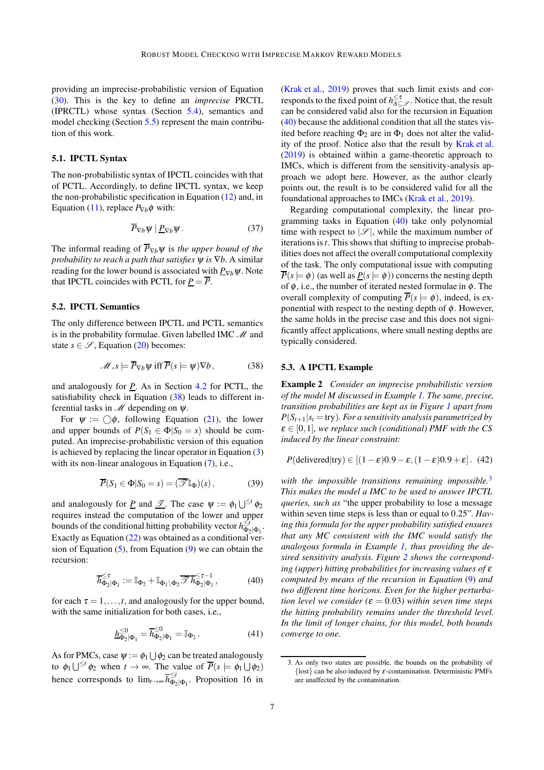providing an imprecise-probabilistic version of Equation (30). This is the key to define an *imprecise* PRCTL (IPRCTL) whose syntax (Section 5.4), semantics and model checking (Section 5.5) represent the main contribution of this work.

### 5.1. IPCTL Syntax

The non-probabilistic syntax of IPCTL coincides with that of PCTL. Accordingly, to define IPCTL syntax, we keep the non-probabilistic specification in Equation (12) and, in Equation (11), replace $P_{\nabla b}\phi$ with:

$$\overline{P}_{\nabla b}\psi \mid \underline{P}_{\nabla b}\psi\,. \tag{37}$$

The informal reading of $\overline{P}_{\nabla b}\psi$ is *the upper bound of the probability to reach a path that satisfies $\psi$ is $\nabla b$*. A similar reading for the lower bound is associated with $\underline{P}_{\nabla b}\psi$. Note that IPCTL coincides with PCTL for $\underline{P} = \overline{P}$.

### 5.2. IPCTL Semantics

The only difference between IPCTL and PCTL semantics is in the probability formulae. Given labelled IMC $\mathscr{M}$ and state $s \in \mathscr{S}$, Equation (20) becomes:

$$\mathscr{M}, s \models \overline{P}_{\nabla b}\psi \text{ iff } \overline{P}(s \models \psi)\nabla b\,, \tag{38}$$

and analogously for $\underline{P}$. As in Section 4.2 for PCTL, the satisfiability check in Equation (38) leads to different inferential tasks in $\mathscr{M}$ depending on $\psi$.

For $\psi := \bigcirc\phi$, following Equation (21), the lower and upper bounds of $P(S_1 \in \Phi | S_0 = s)$ should be computed. An imprecise-probabilistic version of this equation is achieved by replacing the linear operator in Equation (3) with its non-linear analogous in Equation (7), i.e.,

$$\overline{P}(S_1 \in \Phi | S_0 = s) = (\overline{\mathscr{T}}\mathbb{I}_\Phi)(s)\,, \tag{39}$$

and analogously for $\underline{P}$ and $\underline{\mathscr{T}}$. The case $\psi := \phi_1 \bigcup^{\leq t} \phi_2$ requires instead the computation of the lower and upper bounds of the conditional hitting probability vector $h^{\leq t}_{\Phi_2|\Phi_1}$. Exactly as Equation (22) was obtained as a conditional version of Equation (5), from Equation (9) we can obtain the recursion:

$$\overline{h}^{\leq\tau}_{\Phi_2|\Phi_1} := \mathbb{I}_{\Phi_2} + \mathbb{I}_{\Phi_1\setminus\Phi_2}\overline{\mathscr{T}}\,\overline{h}^{\leq\tau-1}_{\Phi_2|\Phi_1}\,, \tag{40}$$

for each $\tau = 1, \ldots, t$, and analogously for the upper bound, with the same initialization for both cases, i.e.,

$$\underline{h}^{\leq 0}_{\Phi_2|\Phi_1} = \overline{h}^{\leq 0}_{\Phi_2|\Phi_1} = \mathbb{I}_{\Phi_2}\,. \tag{41}$$

As for PMCs, case $\psi := \phi_1 \bigcup \phi_2$ can be treated analogously to $\phi_1 \bigcup^{\leq t} \phi_2$ when $t \to \infty$. The value of $\overline{P}(s \models \phi_1 \bigcup \phi_2)$ hence corresponds to $\lim_{t\to\infty} \overline{h}^{\leq t}_{\Phi_2|\Phi_1}$. Proposition 16 in (Krak et al., 2019) proves that such limit exists and corresponds to the fixed point of $h^{\leq\tau}_{A\subseteq\mathscr{S}}$. Notice that, the result can be considered valid also for the recursion in Equation (40) because the additional condition that all the states visited before reaching $\Phi_2$ are in $\Phi_1$ does not alter the validity of the proof. Notice also that the result by Krak et al. (2019) is obtained within a game-theoretic approach to IMCs, which is different from the sensitivity-analysis approach we adopt here. However, as the author clearly points out, the result is to be considered valid for all the foundational approaches to IMCs (Krak et al., 2019).

Regarding computational complexity, the linear programming tasks in Equation (40) take only polynomial time with respect to $|\mathscr{S}|$, while the maximum number of iterations is $t$. This shows that shifting to imprecise probabilities does not affect the overall computational complexity of the task. The only computational issue with computing $\overline{P}(s \models \phi)$ (as well as $\underline{P}(s \models \phi)$) concerns the nesting depth of $\phi$, i.e., the number of iterated nested formulae in $\phi$. The overall complexity of computing $\overline{P}(s \models \phi)$, indeed, is exponential with respect to the nesting depth of $\phi$. However, the same holds in the precise case and this does not significantly affect applications, where small nesting depths are typically considered.

### 5.3. A IPCTL Example

**Example 2** *Consider an imprecise probabilistic version of the model $M$ discussed in Example 1. The same, precise, transition probabilities are kept as in Figure 1 apart from $P(S_{t+1}|s_t = \text{try})$. For a sensitivity analysis parametrized by $\varepsilon \in [0,1]$, we replace such (conditional) PMF with the CS induced by the linear constraint:*

$$P(\text{delivered}|\text{try}) \in [(1-\varepsilon)0.9 - \varepsilon, (1-\varepsilon)0.9 + \varepsilon]\,. \tag{42}$$

*with the impossible transitions remaining impossible.*[3] *This makes the model a IMC to be used to answer IPCTL queries, such as* "the upper probability to lose a message within seven time steps is less than or equal to 0.25". *Having this formula for the upper probability satisfied ensures that any MC consistent with the IMC would satisfy the analogous formula in Example 1, thus providing the desired sensitivity analysis. Figure 2 shows the corresponding (upper) hitting probabilities for increasing values of $\varepsilon$ computed by means of the recursion in Equation (9) and two different time horizons. Even for the higher perturbation level we consider ($\varepsilon = 0.03$) within seven time steps the hitting probability remains under the threshold level. In the limit of longer chains, for this model, both bounds converge to one.*

3. As only two states are possible, the bounds on the probability of {lost} can be also induced by $\varepsilon$-contamination. Deterministic PMFs are unaffected by the contamination.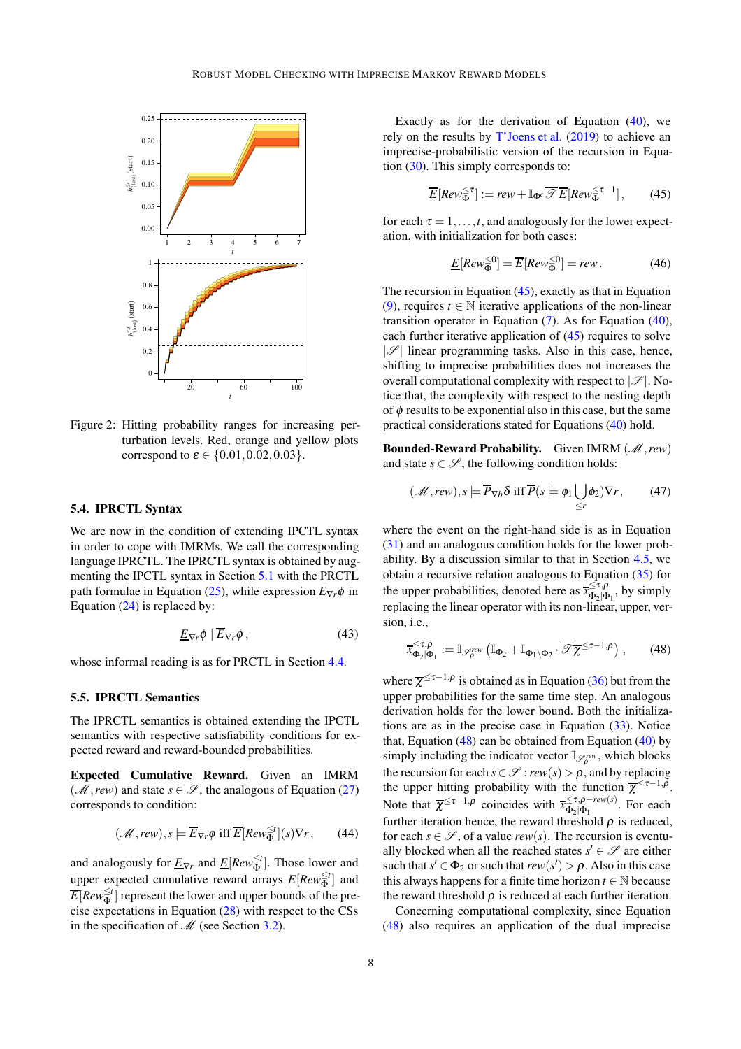Figure 2: Hitting probability ranges for increasing perturbation levels. Red, orange and yellow plots correspond to $\varepsilon \in \{0.01, 0.02, 0.03\}$.

### 5.4. IPRCTL Syntax

We are now in the condition of extending IPCTL syntax in order to cope with IMRMs. We call the corresponding language IPRCTL. The IPRCTL syntax is obtained by augmenting the IPCTL syntax in Section 5.1 with the PRCTL path formulae in Equation (25), while expression $E_{\nabla r}\phi$ in Equation (24) is replaced by:

$$\underline{E}_{\nabla r}\phi \mid \overline{E}_{\nabla r}\phi\,, \tag{43}$$

whose informal reading is as for PRCTL in Section 4.4.

### 5.5. IPRCTL Semantics

The IPRCTL semantics is obtained extending the IPCTL semantics with respective satisfiability conditions for expected reward and reward-bounded probabilities.

**Expected Cumulative Reward.** Given an IMRM $(\mathscr{M}, rew)$ and state $s \in \mathscr{S}$, the analogous of Equation (27) corresponds to condition:

$$(\mathscr{M}, rew), s \models \overline{E}_{\nabla r}\phi \text{ iff } \overline{E}[Rew_{\Phi}^{\leq t}](s)\nabla r\,, \tag{44}$$

and analogously for $\underline{E}_{\nabla r}$ and $\underline{E}[Rew_{\Phi}^{\leq t}]$. Those lower and upper expected cumulative reward arrays $\underline{E}[Rew_{\Phi}^{\leq t}]$ and $\overline{E}[Rew_{\Phi}^{\leq t}]$ represent the lower and upper bounds of the precise expectations in Equation (28) with respect to the CSs in the specification of $\mathscr{M}$ (see Section 3.2).

Exactly as for the derivation of Equation (40), we rely on the results by T'Joens et al. (2019) to achieve an imprecise-probabilistic version of the recursion in Equation (30). This simply corresponds to:

$$\overline{E}[Rew_{\Phi}^{\leq \tau}] := rew + \mathbb{I}_{\Phi^c}\,\overline{\mathscr{T}}\,\overline{E}[Rew_{\Phi}^{\leq \tau-1}]\,, \tag{45}$$

for each $\tau = 1, \ldots, t$, and analogously for the lower expectation, with initialization for both cases:

$$\underline{E}[Rew_{\Phi}^{\leq 0}] = \overline{E}[Rew_{\Phi}^{\leq 0}] = rew\,. \tag{46}$$

The recursion in Equation (45), exactly as that in Equation (9), requires $t \in \mathbb{N}$ iterative applications of the non-linear transition operator in Equation (7). As for Equation (40), each further iterative application of (45) requires to solve $|\mathscr{S}|$ linear programming tasks. Also in this case, hence, shifting to imprecise probabilities does not increases the overall computational complexity with respect to $|\mathscr{S}|$. Notice that, the complexity with respect to the nesting depth of $\phi$ results to be exponential also in this case, but the same practical considerations stated for Equations (40) hold.

**Bounded-Reward Probability.** Given IMRM $(\mathscr{M}, rew)$ and state $s \in \mathscr{S}$, the following condition holds:

$$(\mathscr{M}, rew), s \models \overline{P}_{\nabla b}\delta \text{ iff } \overline{P}(s \models \phi_1 \bigcup_{\leq r} \phi_2)\nabla r\,, \tag{47}$$

where the event on the right-hand side is as in Equation (31) and an analogous condition holds for the lower probability. By a discussion similar to that in Section 4.5, we obtain a recursive relation analogous to Equation (35) for the upper probabilities, denoted here as $\overline{x}^{\leq \tau, \rho}_{\Phi_2|\Phi_1}$, by simply replacing the linear operator with its non-linear, upper, version, i.e.,

$$\overline{x}^{\leq \tau, \rho}_{\Phi_2|\Phi_1} := \mathbb{I}_{\mathscr{S}_\rho^{rew}}\left(\mathbb{I}_{\Phi_2} + \mathbb{I}_{\Phi_1\setminus\Phi_2}\cdot \overline{\mathscr{T}}\,\overline{\chi}^{\leq \tau-1, \rho}\right), \tag{48}$$

where $\overline{\chi}^{\leq \tau-1, \rho}$ is obtained as in Equation (36) but from the upper probabilities for the same time step. An analogous derivation holds for the lower bound. Both the initializations are as in the precise case in Equation (33). Notice that, Equation (48) can be obtained from Equation (40) by simply including the indicator vector $\mathbb{I}_{\mathscr{S}_\rho^{rew}}$, which blocks the recursion for each $s \in \mathscr{S} : rew(s) > \rho$, and by replacing the upper hitting probability with the function $\overline{\chi}^{\leq \tau-1, \rho}$. Note that $\overline{\chi}^{\leq \tau-1, \rho}$ coincides with $\overline{x}^{\leq \tau, \rho - rew(s)}_{\Phi_2|\Phi_1}$. For each further iteration hence, the reward threshold $\rho$ is reduced, for each $s \in \mathscr{S}$, of a value $rew(s)$. The recursion is eventually blocked when all the reached states $s' \in \mathscr{S}$ are either such that $s' \in \Phi_2$ or such that $rew(s') > \rho$. Also in this case this always happens for a finite time horizon $t \in \mathbb{N}$ because the reward threshold $\rho$ is reduced at each further iteration.

Concerning computational complexity, since Equation (48) also requires an application of the dual imprecise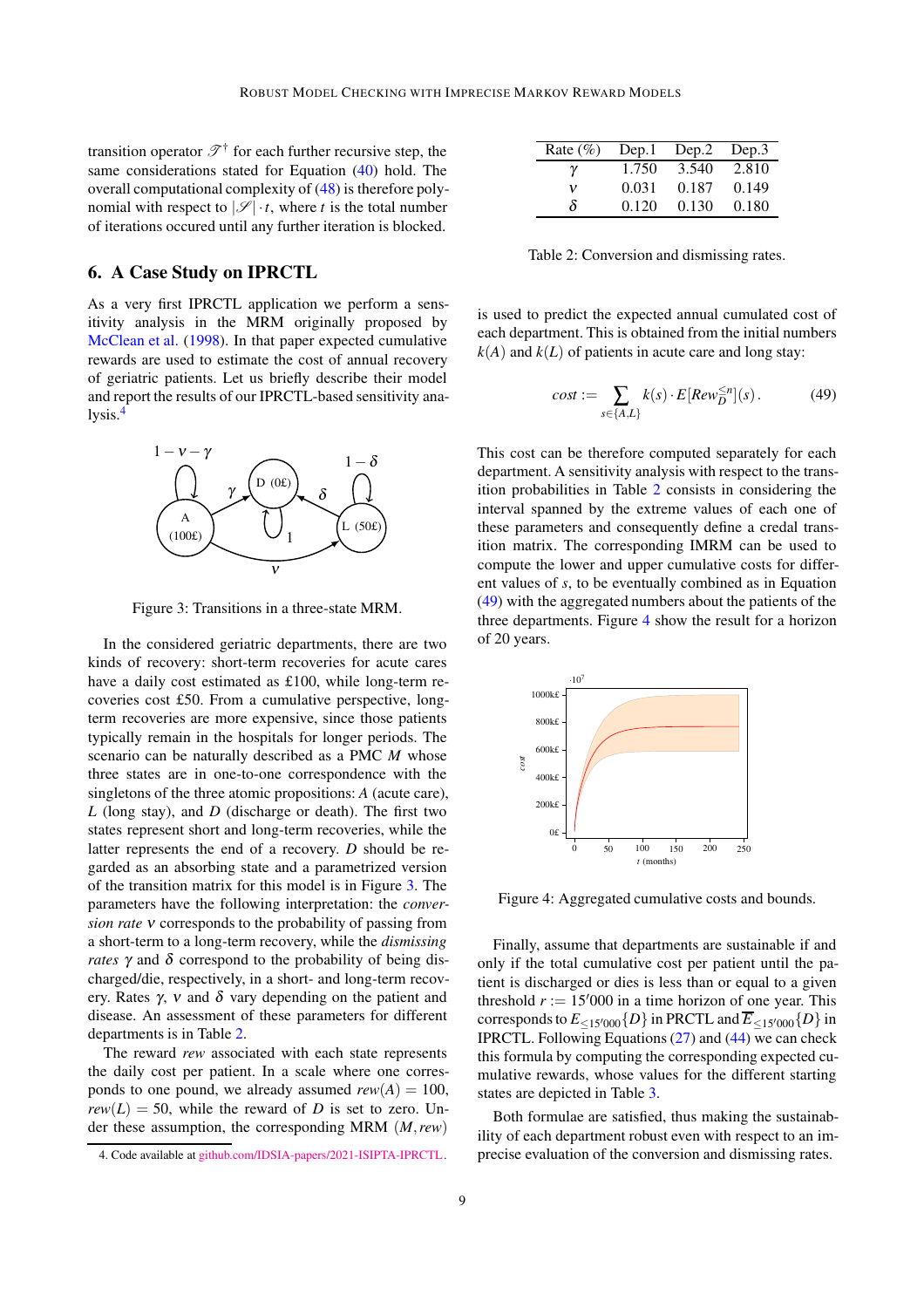transition operator $\mathscr{T}^\dagger$ for each further recursive step, the same considerations stated for Equation (40) hold. The overall computational complexity of (48) is therefore polynomial with respect to $|\mathscr{S}| \cdot t$, where $t$ is the total number of iterations occured until any further iteration is blocked.

## 6. A Case Study on IPRCTL

As a very first IPRCTL application we perform a sensitivity analysis in the MRM originally proposed by McClean et al. (1998). In that paper expected cumulative rewards are used to estimate the cost of annual recovery of geriatric patients. Let us briefly describe their model and report the results of our IPRCTL-based sensitivity analysis.[4]

Figure 3: Transitions in a three-state MRM.

In the considered geriatric departments, there are two kinds of recovery: short-term recoveries for acute cares have a daily cost estimated as £100, while long-term recoveries cost £50. From a cumulative perspective, long-term recoveries are more expensive, since those patients typically remain in the hospitals for longer periods. The scenario can be naturally described as a PMC $M$ whose three states are in one-to-one correspondence with the singletons of the three atomic propositions: $A$ (acute care), $L$ (long stay), and $D$ (discharge or death). The first two states represent short and long-term recoveries, while the latter represents the end of a recovery. $D$ should be regarded as an absorbing state and a parametrized version of the transition matrix for this model is in Figure 3. The parameters have the following interpretation: the *conversion rate* $\nu$ corresponds to the probability of passing from a short-term to a long-term recovery, while the *dismissing rates* $\gamma$ and $\delta$ correspond to the probability of being discharged/die, respectively, in a short- and long-term recovery. Rates $\gamma$, $\nu$ and $\delta$ vary depending on the patient and disease. An assessment of these parameters for different departments is in Table 2.

The reward *rew* associated with each state represents the daily cost per patient. In a scale where one corresponds to one pound, we already assumed $rew(A) = 100$, $rew(L) = 50$, while the reward of $D$ is set to zero. Under these assumption, the corresponding MRM $(M, rew)$

| Rate (%) | Dep.1 | Dep.2 | Dep.3 |
|---|---|---|---|
| $\gamma$ | 1.750 | 3.540 | 2.810 |
| $\nu$ | 0.031 | 0.187 | 0.149 |
| $\delta$ | 0.120 | 0.130 | 0.180 |

Table 2: Conversion and dismissing rates.

is used to predict the expected annual cumulated cost of each department. This is obtained from the initial numbers $k(A)$ and $k(L)$ of patients in acute care and long stay:

$$cost := \sum_{s \in \{A,L\}} k(s) \cdot E[Rew_D^{\leq n}](s)\,. \tag{49}$$

This cost can be therefore computed separately for each department. A sensitivity analysis with respect to the transition probabilities in Table 2 consists in considering the interval spanned by the extreme values of each one of these parameters and consequently define a credal transition matrix. The corresponding IMRM can be used to compute the lower and upper cumulative costs for different values of $s$, to be eventually combined as in Equation (49) with the aggregated numbers about the patients of the three departments. Figure 4 show the result for a horizon of 20 years.

Figure 4: Aggregated cumulative costs and bounds.

Finally, assume that departments are sustainable if and only if the total cumulative cost per patient until the patient is discharged or dies is less than or equal to a given threshold $r := 15'000$ in a time horizon of one year. This corresponds to $E_{\leq 15'000}\{D\}$ in PRCTL and $\overline{E}_{\leq 15'000}\{D\}$ in IPRCTL. Following Equations (27) and (44) we can check this formula by computing the corresponding expected cumulative rewards, whose values for the different starting states are depicted in Table 3.

Both formulae are satisfied, thus making the sustainability of each department robust even with respect to an imprecise evaluation of the conversion and dismissing rates.

4. Code available at github.com/IDSIA-papers/2021-ISIPTA-IPRCTL.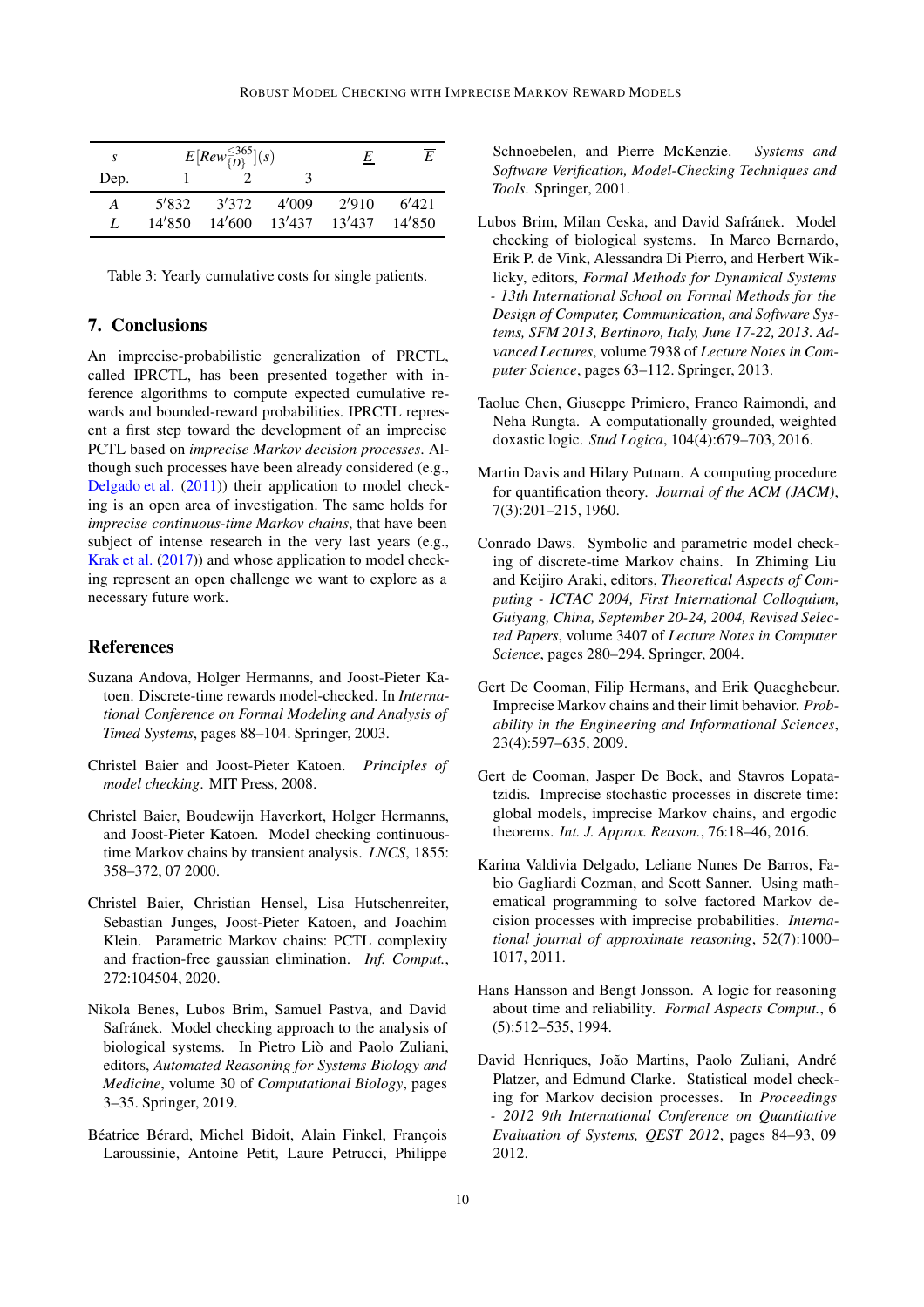| $s$ | $E[Rew^{\leq 365}_{\{D\}}](s)$ | | | $\underline{E}$ | $\overline{E}$ |
|---|---|---|---|---|---|
| Dep. | 1 | 2 | 3 | | |
| $A$ | 5′832 | 3′372 | 4′009 | 2′910 | 6′421 |
| $L$ | 14′850 | 14′600 | 13′437 | 13′437 | 14′850 |

Table 3: Yearly cumulative costs for single patients.

## 7. Conclusions

An imprecise-probabilistic generalization of PRCTL, called IPRCTL, has been presented together with inference algorithms to compute expected cumulative rewards and bounded-reward probabilities. IPRCTL represent a first step toward the development of an imprecise PCTL based on *imprecise Markov decision processes*. Although such processes have been already considered (e.g., Delgado et al. (2011)) their application to model checking is an open area of investigation. The same holds for *imprecise continuous-time Markov chains*, that have been subject of intense research in the very last years (e.g., Krak et al. (2017)) and whose application to model checking represent an open challenge we want to explore as a necessary future work.

## References

Suzana Andova, Holger Hermanns, and Joost-Pieter Katoen. Discrete-time rewards model-checked. In *International Conference on Formal Modeling and Analysis of Timed Systems*, pages 88–104. Springer, 2003.

Christel Baier and Joost-Pieter Katoen. *Principles of model checking*. MIT Press, 2008.

Christel Baier, Boudewijn Haverkort, Holger Hermanns, and Joost-Pieter Katoen. Model checking continuous-time Markov chains by transient analysis. *LNCS*, 1855: 358–372, 07 2000.

Christel Baier, Christian Hensel, Lisa Hutschenreiter, Sebastian Junges, Joost-Pieter Katoen, and Joachim Klein. Parametric Markov chains: PCTL complexity and fraction-free gaussian elimination. *Inf. Comput.*, 272:104504, 2020.

Nikola Benes, Lubos Brim, Samuel Pastva, and David Safránek. Model checking approach to the analysis of biological systems. In Pietro Liò and Paolo Zuliani, editors, *Automated Reasoning for Systems Biology and Medicine*, volume 30 of *Computational Biology*, pages 3–35. Springer, 2019.

Béatrice Bérard, Michel Bidoit, Alain Finkel, François Laroussinie, Antoine Petit, Laure Petrucci, Philippe Schnoebelen, and Pierre McKenzie. *Systems and Software Verification, Model-Checking Techniques and Tools*. Springer, 2001.

Lubos Brim, Milan Ceska, and David Safránek. Model checking of biological systems. In Marco Bernardo, Erik P. de Vink, Alessandra Di Pierro, and Herbert Wiklicky, editors, *Formal Methods for Dynamical Systems - 13th International School on Formal Methods for the Design of Computer, Communication, and Software Systems, SFM 2013, Bertinoro, Italy, June 17-22, 2013. Advanced Lectures*, volume 7938 of *Lecture Notes in Computer Science*, pages 63–112. Springer, 2013.

Taolue Chen, Giuseppe Primiero, Franco Raimondi, and Neha Rungta. A computationally grounded, weighted doxastic logic. *Stud Logica*, 104(4):679–703, 2016.

Martin Davis and Hilary Putnam. A computing procedure for quantification theory. *Journal of the ACM (JACM)*, 7(3):201–215, 1960.

Conrado Daws. Symbolic and parametric model checking of discrete-time Markov chains. In Zhiming Liu and Keijiro Araki, editors, *Theoretical Aspects of Computing - ICTAC 2004, First International Colloquium, Guiyang, China, September 20-24, 2004, Revised Selected Papers*, volume 3407 of *Lecture Notes in Computer Science*, pages 280–294. Springer, 2004.

Gert De Cooman, Filip Hermans, and Erik Quaeghebeur. Imprecise Markov chains and their limit behavior. *Probability in the Engineering and Informational Sciences*, 23(4):597–635, 2009.

Gert de Cooman, Jasper De Bock, and Stavros Lopatatzidis. Imprecise stochastic processes in discrete time: global models, imprecise Markov chains, and ergodic theorems. *Int. J. Approx. Reason.*, 76:18–46, 2016.

Karina Valdivia Delgado, Leliane Nunes De Barros, Fabio Gagliardi Cozman, and Scott Sanner. Using mathematical programming to solve factored Markov decision processes with imprecise probabilities. *International journal of approximate reasoning*, 52(7):1000–1017, 2011.

Hans Hansson and Bengt Jonsson. A logic for reasoning about time and reliability. *Formal Aspects Comput.*, 6 (5):512–535, 1994.

David Henriques, João Martins, Paolo Zuliani, André Platzer, and Edmund Clarke. Statistical model checking for Markov decision processes. In *Proceedings - 2012 9th International Conference on Quantitative Evaluation of Systems, QEST 2012*, pages 84–93, 09 2012.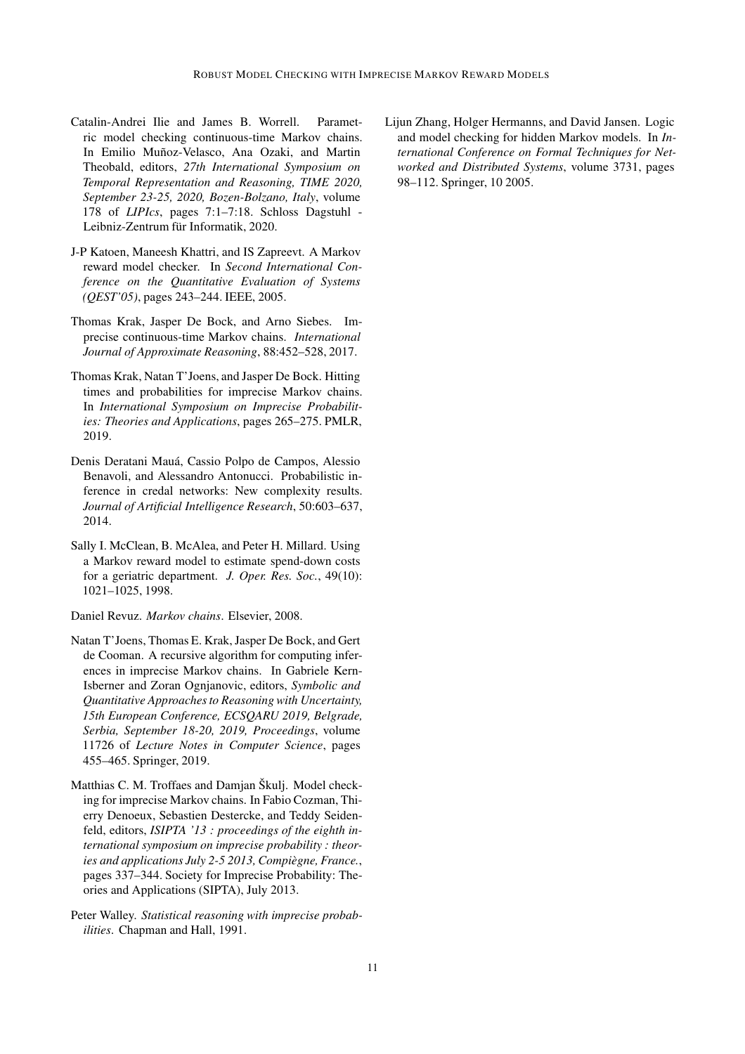Catalin-Andrei Ilie and James B. Worrell. Parametric model checking continuous-time Markov chains. In Emilio Muñoz-Velasco, Ana Ozaki, and Martin Theobald, editors, *27th International Symposium on Temporal Representation and Reasoning, TIME 2020, September 23-25, 2020, Bozen-Bolzano, Italy*, volume 178 of *LIPIcs*, pages 7:1–7:18. Schloss Dagstuhl - Leibniz-Zentrum für Informatik, 2020.

J-P Katoen, Maneesh Khattri, and IS Zapreevt. A Markov reward model checker. In *Second International Conference on the Quantitative Evaluation of Systems (QEST'05)*, pages 243–244. IEEE, 2005.

Thomas Krak, Jasper De Bock, and Arno Siebes. Imprecise continuous-time Markov chains. *International Journal of Approximate Reasoning*, 88:452–528, 2017.

Thomas Krak, Natan T'Joens, and Jasper De Bock. Hitting times and probabilities for imprecise Markov chains. In *International Symposium on Imprecise Probabilities: Theories and Applications*, pages 265–275. PMLR, 2019.

Denis Deratani Mauá, Cassio Polpo de Campos, Alessio Benavoli, and Alessandro Antonucci. Probabilistic inference in credal networks: New complexity results. *Journal of Artificial Intelligence Research*, 50:603–637, 2014.

Sally I. McClean, B. McAlea, and Peter H. Millard. Using a Markov reward model to estimate spend-down costs for a geriatric department. *J. Oper. Res. Soc.*, 49(10): 1021–1025, 1998.

Daniel Revuz. *Markov chains*. Elsevier, 2008.

Natan T'Joens, Thomas E. Krak, Jasper De Bock, and Gert de Cooman. A recursive algorithm for computing inferences in imprecise Markov chains. In Gabriele Kern-Isberner and Zoran Ognjanovic, editors, *Symbolic and Quantitative Approaches to Reasoning with Uncertainty, 15th European Conference, ECSQARU 2019, Belgrade, Serbia, September 18-20, 2019, Proceedings*, volume 11726 of *Lecture Notes in Computer Science*, pages 455–465. Springer, 2019.

Matthias C. M. Troffaes and Damjan Škulj. Model checking for imprecise Markov chains. In Fabio Cozman, Thierry Denoeux, Sebastien Destercke, and Teddy Seidenfeld, editors, *ISIPTA '13 : proceedings of the eighth international symposium on imprecise probability : theories and applications July 2-5 2013, Compiègne, France.*, pages 337–344. Society for Imprecise Probability: Theories and Applications (SIPTA), July 2013.

Peter Walley. *Statistical reasoning with imprecise probabilities*. Chapman and Hall, 1991.

Lijun Zhang, Holger Hermanns, and David Jansen. Logic and model checking for hidden Markov models. In *International Conference on Formal Techniques for Networked and Distributed Systems*, volume 3731, pages 98–112. Springer, 10 2005.